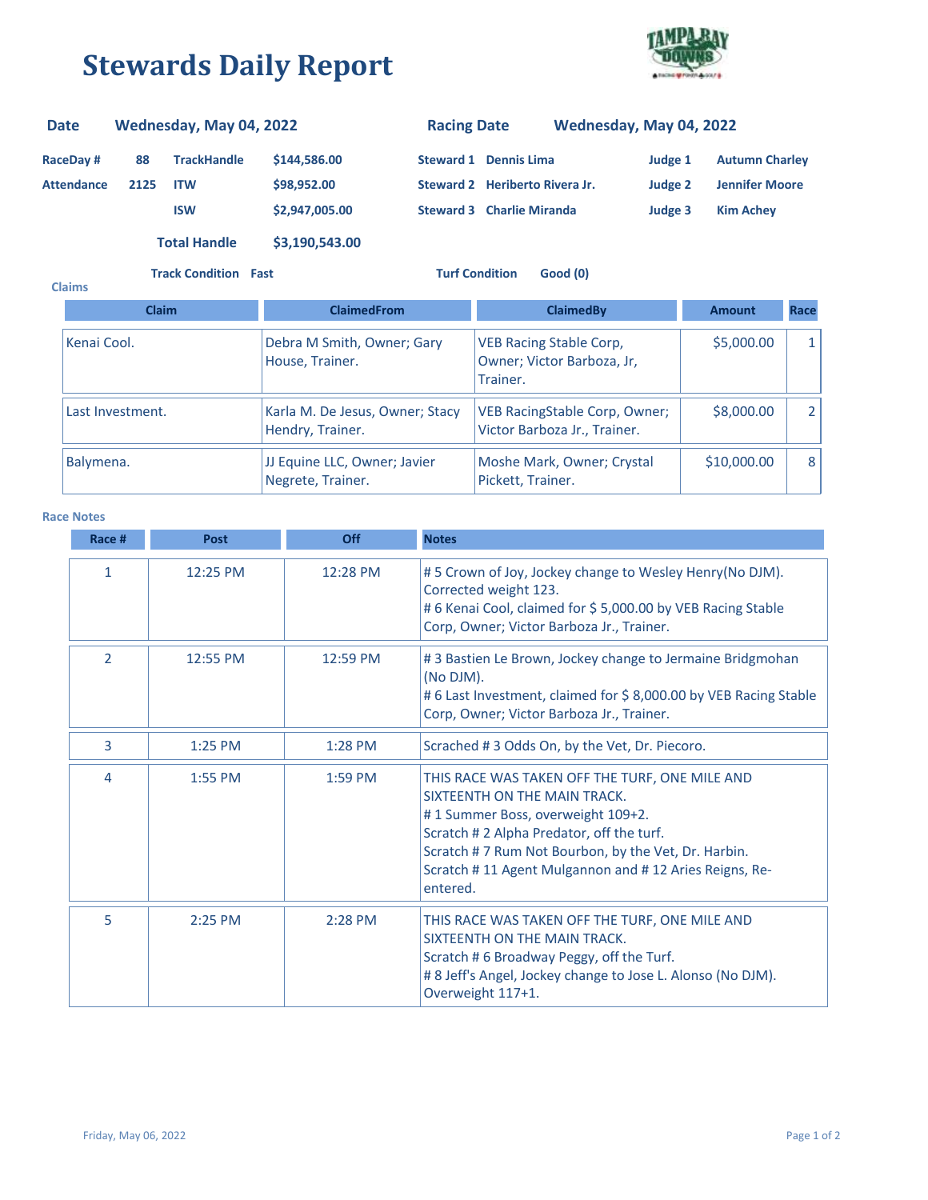# Stewards Daily Report

| | | | | | | | |
|---|---|---|---|---|---|---|---|
| **Date** | **Wednesday, May 04, 2022** | | | **Racing Date** | **Wednesday, May 04, 2022** | | |
| **RaceDay #** | **88** | **TrackHandle** | **$144,586.00** | **Steward 1** | **Dennis Lima** | **Judge 1** | **Autumn Charley** |
| **Attendance** | **2125** | **ITW** | **$98,952.00** | **Steward 2** | **Heriberto Rivera Jr.** | **Judge 2** | **Jennifer Moore** |
| | | **ISW** | **$2,947,005.00** | **Steward 3** | **Charlie Miranda** | **Judge 3** | **Kim Achey** |
| | | **Total Handle** | **$3,190,543.00** | | | | |

**Track Condition** Fast **Turf Condition** Good (0)

**Claims**

| Claim | ClaimedFrom | ClaimedBy | Amount | Race |
|---|---|---|---|---|
| Kenai Cool. | Debra M Smith, Owner; Gary House, Trainer. | VEB Racing Stable Corp, Owner; Victor Barboza, Jr, Trainer. | $5,000.00 | 1 |
| Last Investment. | Karla M. De Jesus, Owner; Stacy Hendry, Trainer. | VEB RacingStable Corp, Owner; Victor Barboza Jr., Trainer. | $8,000.00 | 2 |
| Balymena. | JJ Equine LLC, Owner; Javier Negrete, Trainer. | Moshe Mark, Owner; Crystal Pickett, Trainer. | $10,000.00 | 8 |

**Race Notes**

| Race # | Post | Off | Notes |
|---|---|---|---|
| 1 | 12:25 PM | 12:28 PM | # 5 Crown of Joy, Jockey change to Wesley Henry(No DJM). Corrected weight 123.<br># 6 Kenai Cool, claimed for $ 5,000.00 by VEB Racing Stable Corp, Owner; Victor Barboza Jr., Trainer. |
| 2 | 12:55 PM | 12:59 PM | # 3 Bastien Le Brown, Jockey change to Jermaine Bridgmohan (No DJM).<br># 6 Last Investment, claimed for $ 8,000.00 by VEB Racing Stable Corp, Owner; Victor Barboza Jr., Trainer. |
| 3 | 1:25 PM | 1:28 PM | Scrached # 3 Odds On, by the Vet, Dr. Piecoro. |
| 4 | 1:55 PM | 1:59 PM | THIS RACE WAS TAKEN OFF THE TURF, ONE MILE AND SIXTEENTH ON THE MAIN TRACK.<br># 1 Summer Boss, overweight 109+2.<br>Scratch # 2 Alpha Predator, off the turf.<br>Scratch # 7 Rum Not Bourbon, by the Vet, Dr. Harbin.<br>Scratch # 11 Agent Mulgannon and # 12 Aries Reigns, Re-entered. |
| 5 | 2:25 PM | 2:28 PM | THIS RACE WAS TAKEN OFF THE TURF, ONE MILE AND SIXTEENTH ON THE MAIN TRACK.<br>Scratch # 6 Broadway Peggy, off the Turf.<br># 8 Jeff's Angel, Jockey change to Jose L. Alonso (No DJM). Overweight 117+1. |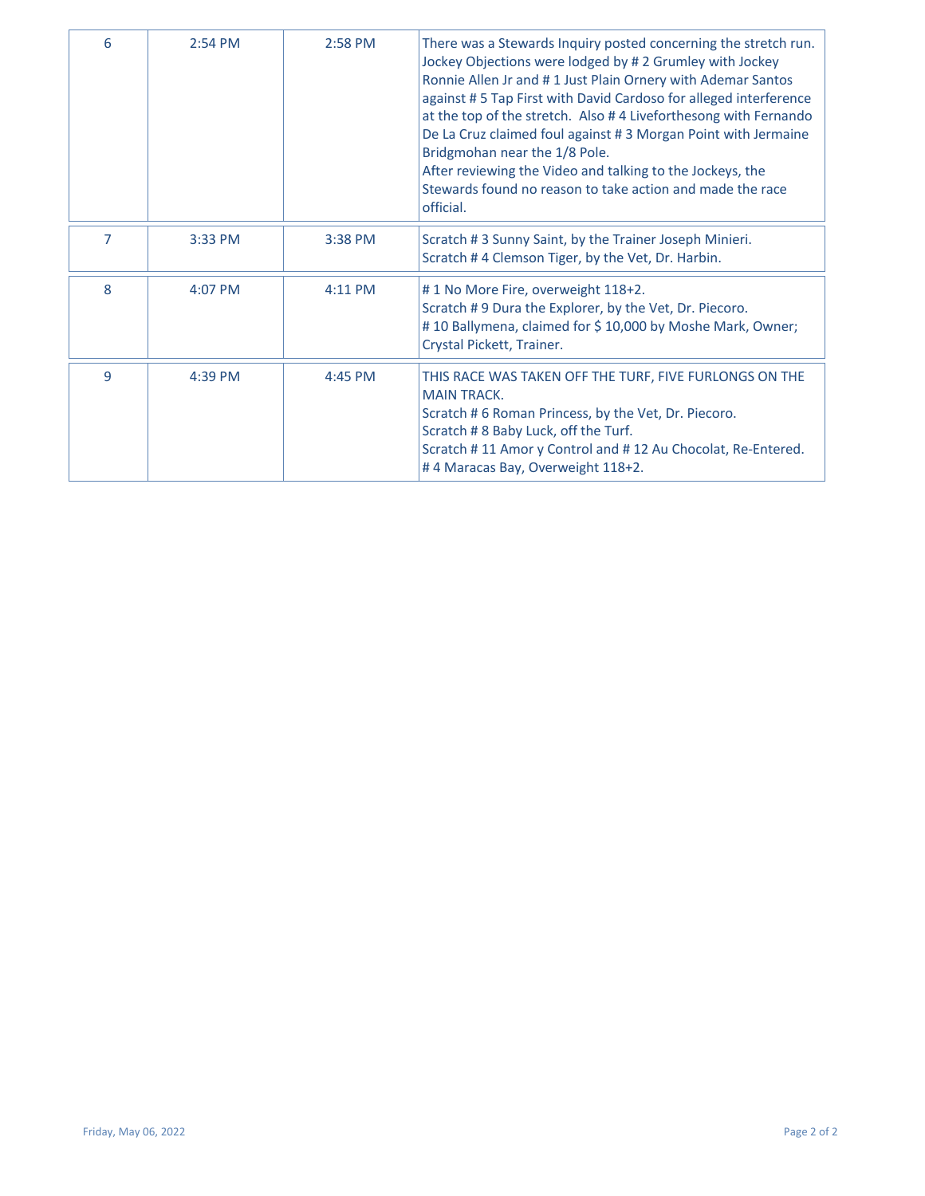| | | | |
|---|---|---|---|
| 6 | 2:54 PM | 2:58 PM | There was a Stewards Inquiry posted concerning the stretch run. Jockey Objections were lodged by # 2 Grumley with Jockey Ronnie Allen Jr and # 1 Just Plain Ornery with Ademar Santos against # 5 Tap First with David Cardoso for alleged interference at the top of the stretch. Also # 4 Liveforthesong with Fernando De La Cruz claimed foul against # 3 Morgan Point with Jermaine Bridgmohan near the 1/8 Pole.<br>After reviewing the Video and talking to the Jockeys, the Stewards found no reason to take action and made the race official. |
| 7 | 3:33 PM | 3:38 PM | Scratch # 3 Sunny Saint, by the Trainer Joseph Minieri.<br>Scratch # 4 Clemson Tiger, by the Vet, Dr. Harbin. |
| 8 | 4:07 PM | 4:11 PM | # 1 No More Fire, overweight 118+2.<br>Scratch # 9 Dura the Explorer, by the Vet, Dr. Piecoro.<br># 10 Ballymena, claimed for $ 10,000 by Moshe Mark, Owner; Crystal Pickett, Trainer. |
| 9 | 4:39 PM | 4:45 PM | THIS RACE WAS TAKEN OFF THE TURF, FIVE FURLONGS ON THE MAIN TRACK.<br>Scratch # 6 Roman Princess, by the Vet, Dr. Piecoro.<br>Scratch # 8 Baby Luck, off the Turf.<br>Scratch # 11 Amor y Control and # 12 Au Chocolat, Re-Entered.<br># 4 Maracas Bay, Overweight 118+2. |

Friday, May 06, 2022